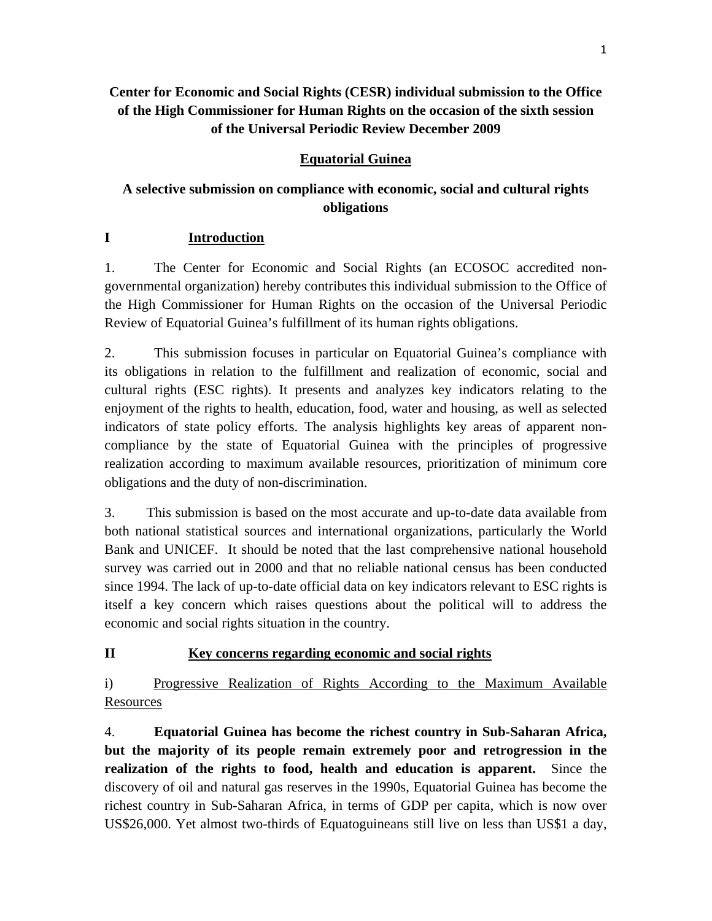**Center for Economic and Social Rights (CESR) individual submission to the Office of the High Commissioner for Human Rights on the occasion of the sixth session of the Universal Periodic Review December 2009**

**Equatorial Guinea**

**A selective submission on compliance with economic, social and cultural rights obligations**

## I Introduction

1. The Center for Economic and Social Rights (an ECOSOC accredited non-governmental organization) hereby contributes this individual submission to the Office of the High Commissioner for Human Rights on the occasion of the Universal Periodic Review of Equatorial Guinea's fulfillment of its human rights obligations.

2. This submission focuses in particular on Equatorial Guinea's compliance with its obligations in relation to the fulfillment and realization of economic, social and cultural rights (ESC rights). It presents and analyzes key indicators relating to the enjoyment of the rights to health, education, food, water and housing, as well as selected indicators of state policy efforts. The analysis highlights key areas of apparent non-compliance by the state of Equatorial Guinea with the principles of progressive realization according to maximum available resources, prioritization of minimum core obligations and the duty of non-discrimination.

3. This submission is based on the most accurate and up-to-date data available from both national statistical sources and international organizations, particularly the World Bank and UNICEF. It should be noted that the last comprehensive national household survey was carried out in 2000 and that no reliable national census has been conducted since 1994. The lack of up-to-date official data on key indicators relevant to ESC rights is itself a key concern which raises questions about the political will to address the economic and social rights situation in the country.

## II Key concerns regarding economic and social rights

### i) Progressive Realization of Rights According to the Maximum Available Resources

4. **Equatorial Guinea has become the richest country in Sub-Saharan Africa, but the majority of its people remain extremely poor and retrogression in the realization of the rights to food, health and education is apparent.** Since the discovery of oil and natural gas reserves in the 1990s, Equatorial Guinea has become the richest country in Sub-Saharan Africa, in terms of GDP per capita, which is now over US$26,000. Yet almost two-thirds of Equatoguineans still live on less than US$1 a day,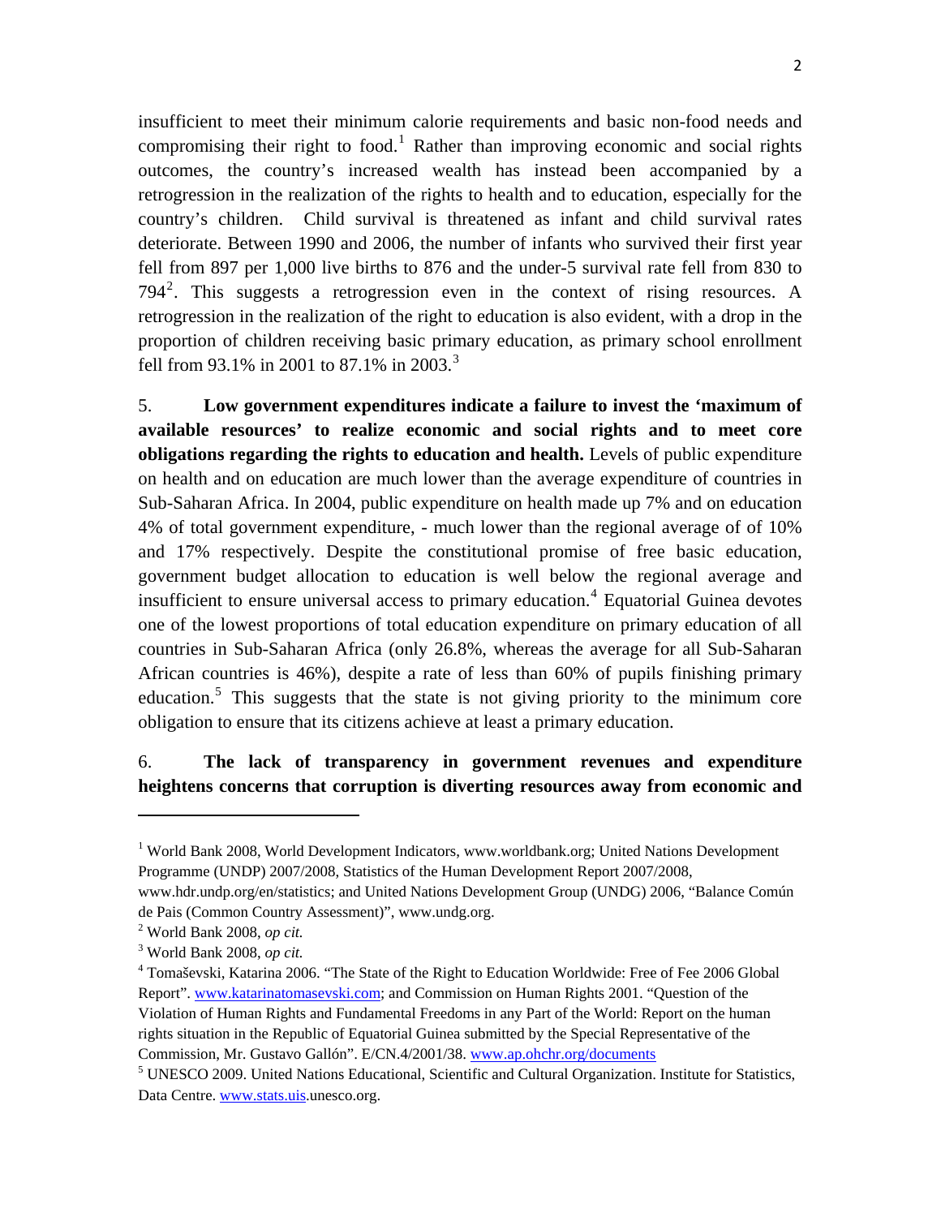insufficient to meet their minimum calorie requirements and basic non-food needs and compromising their right to food.[1] Rather than improving economic and social rights outcomes, the country's increased wealth has instead been accompanied by a retrogression in the realization of the rights to health and to education, especially for the country's children. Child survival is threatened as infant and child survival rates deteriorate. Between 1990 and 2006, the number of infants who survived their first year fell from 897 per 1,000 live births to 876 and the under-5 survival rate fell from 830 to 794[2]. This suggests a retrogression even in the context of rising resources. A retrogression in the realization of the right to education is also evident, with a drop in the proportion of children receiving basic primary education, as primary school enrollment fell from 93.1% in 2001 to 87.1% in 2003.[3]

5. **Low government expenditures indicate a failure to invest the 'maximum of available resources' to realize economic and social rights and to meet core obligations regarding the rights to education and health.** Levels of public expenditure on health and on education are much lower than the average expenditure of countries in Sub-Saharan Africa. In 2004, public expenditure on health made up 7% and on education 4% of total government expenditure, - much lower than the regional average of of 10% and 17% respectively. Despite the constitutional promise of free basic education, government budget allocation to education is well below the regional average and insufficient to ensure universal access to primary education.[4] Equatorial Guinea devotes one of the lowest proportions of total education expenditure on primary education of all countries in Sub-Saharan Africa (only 26.8%, whereas the average for all Sub-Saharan African countries is 46%), despite a rate of less than 60% of pupils finishing primary education.[5] This suggests that the state is not giving priority to the minimum core obligation to ensure that its citizens achieve at least a primary education.

6. **The lack of transparency in government revenues and expenditure heightens concerns that corruption is diverting resources away from economic and**

---

[1] World Bank 2008, World Development Indicators, www.worldbank.org; United Nations Development Programme (UNDP) 2007/2008, Statistics of the Human Development Report 2007/2008, www.hdr.undp.org/en/statistics; and United Nations Development Group (UNDG) 2006, "Balance Común de Pais (Common Country Assessment)", www.undg.org.

[2] World Bank 2008, *op cit.*

[3] World Bank 2008, *op cit.*

[4] Tomaševski, Katarina 2006. "The State of the Right to Education Worldwide: Free of Fee 2006 Global Report". www.katarinatomasevski.com; and Commission on Human Rights 2001. "Question of the Violation of Human Rights and Fundamental Freedoms in any Part of the World: Report on the human rights situation in the Republic of Equatorial Guinea submitted by the Special Representative of the Commission, Mr. Gustavo Gallón". E/CN.4/2001/38. www.ap.ohchr.org/documents

[5] UNESCO 2009. United Nations Educational, Scientific and Cultural Organization. Institute for Statistics, Data Centre. www.stats.uis.unesco.org.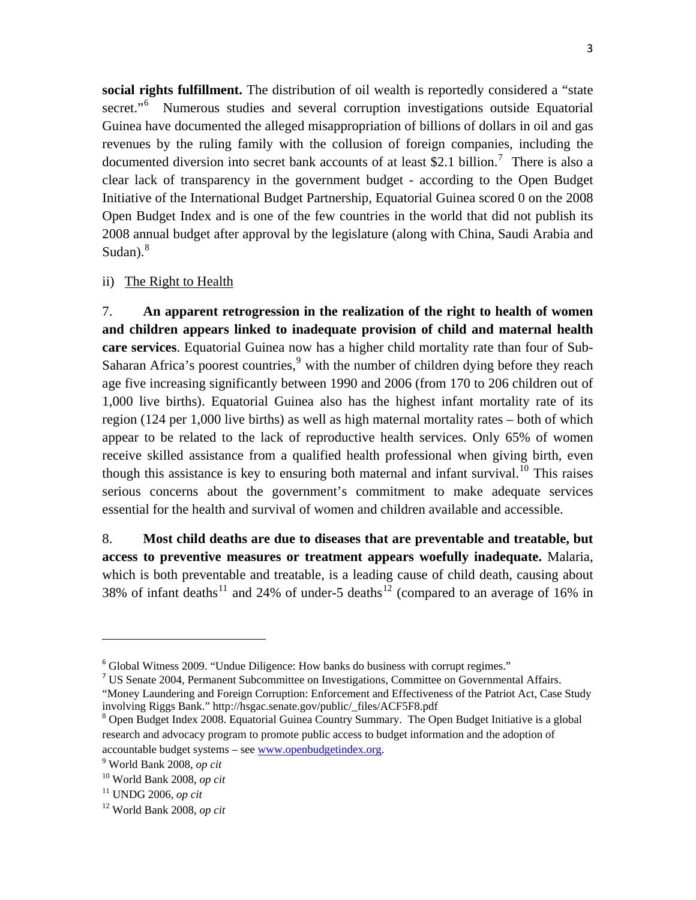**social rights fulfillment.** The distribution of oil wealth is reportedly considered a "state secret."[6] Numerous studies and several corruption investigations outside Equatorial Guinea have documented the alleged misappropriation of billions of dollars in oil and gas revenues by the ruling family with the collusion of foreign companies, including the documented diversion into secret bank accounts of at least $2.1 billion.[7] There is also a clear lack of transparency in the government budget - according to the Open Budget Initiative of the International Budget Partnership, Equatorial Guinea scored 0 on the 2008 Open Budget Index and is one of the few countries in the world that did not publish its 2008 annual budget after approval by the legislature (along with China, Saudi Arabia and Sudan).[8]

ii) The Right to Health

7. **An apparent retrogression in the realization of the right to health of women and children appears linked to inadequate provision of child and maternal health care services**. Equatorial Guinea now has a higher child mortality rate than four of Sub-Saharan Africa's poorest countries,[9] with the number of children dying before they reach age five increasing significantly between 1990 and 2006 (from 170 to 206 children out of 1,000 live births). Equatorial Guinea also has the highest infant mortality rate of its region (124 per 1,000 live births) as well as high maternal mortality rates – both of which appear to be related to the lack of reproductive health services. Only 65% of women receive skilled assistance from a qualified health professional when giving birth, even though this assistance is key to ensuring both maternal and infant survival.[10] This raises serious concerns about the government's commitment to make adequate services essential for the health and survival of women and children available and accessible.

8. **Most child deaths are due to diseases that are preventable and treatable, but access to preventive measures or treatment appears woefully inadequate.** Malaria, which is both preventable and treatable, is a leading cause of child death, causing about 38% of infant deaths[11] and 24% of under-5 deaths[12] (compared to an average of 16% in

---

[6] Global Witness 2009. "Undue Diligence: How banks do business with corrupt regimes."

[7] US Senate 2004, Permanent Subcommittee on Investigations, Committee on Governmental Affairs. "Money Laundering and Foreign Corruption: Enforcement and Effectiveness of the Patriot Act, Case Study involving Riggs Bank." http://hsgac.senate.gov/public/_files/ACF5F8.pdf

[8] Open Budget Index 2008. Equatorial Guinea Country Summary. The Open Budget Initiative is a global research and advocacy program to promote public access to budget information and the adoption of accountable budget systems – see www.openbudgetindex.org.

[9] World Bank 2008, *op cit*

[10] World Bank 2008, *op cit*

[11] UNDG 2006, *op cit*

[12] World Bank 2008, *op cit*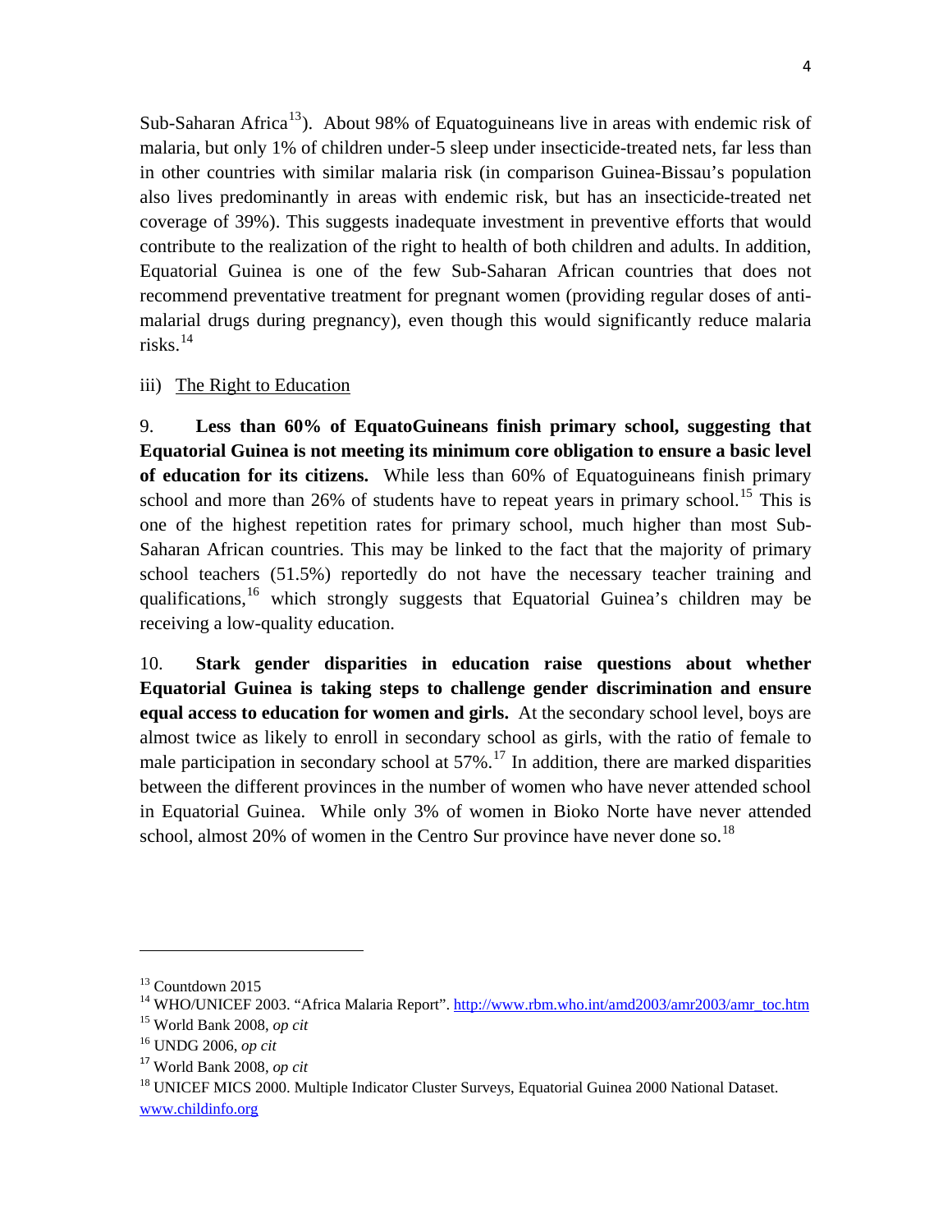Sub-Saharan Africa[13]). About 98% of Equatoguineans live in areas with endemic risk of malaria, but only 1% of children under-5 sleep under insecticide-treated nets, far less than in other countries with similar malaria risk (in comparison Guinea-Bissau's population also lives predominantly in areas with endemic risk, but has an insecticide-treated net coverage of 39%). This suggests inadequate investment in preventive efforts that would contribute to the realization of the right to health of both children and adults. In addition, Equatorial Guinea is one of the few Sub-Saharan African countries that does not recommend preventative treatment for pregnant women (providing regular doses of anti-malarial drugs during pregnancy), even though this would significantly reduce malaria risks.[14]

iii) The Right to Education

9. **Less than 60% of EquatoGuineans finish primary school, suggesting that Equatorial Guinea is not meeting its minimum core obligation to ensure a basic level of education for its citizens.** While less than 60% of Equatoguineans finish primary school and more than 26% of students have to repeat years in primary school.[15] This is one of the highest repetition rates for primary school, much higher than most Sub-Saharan African countries. This may be linked to the fact that the majority of primary school teachers (51.5%) reportedly do not have the necessary teacher training and qualifications,[16] which strongly suggests that Equatorial Guinea's children may be receiving a low-quality education.

10. **Stark gender disparities in education raise questions about whether Equatorial Guinea is taking steps to challenge gender discrimination and ensure equal access to education for women and girls.** At the secondary school level, boys are almost twice as likely to enroll in secondary school as girls, with the ratio of female to male participation in secondary school at 57%.[17] In addition, there are marked disparities between the different provinces in the number of women who have never attended school in Equatorial Guinea. While only 3% of women in Bioko Norte have never attended school, almost 20% of women in the Centro Sur province have never done so.[18]

---

[13] Countdown 2015

[14] WHO/UNICEF 2003. "Africa Malaria Report". http://www.rbm.who.int/amd2003/amr2003/amr_toc.htm

[15] World Bank 2008, *op cit*

[16] UNDG 2006, *op cit*

[17] World Bank 2008, *op cit*

[18] UNICEF MICS 2000. Multiple Indicator Cluster Surveys, Equatorial Guinea 2000 National Dataset. www.childinfo.org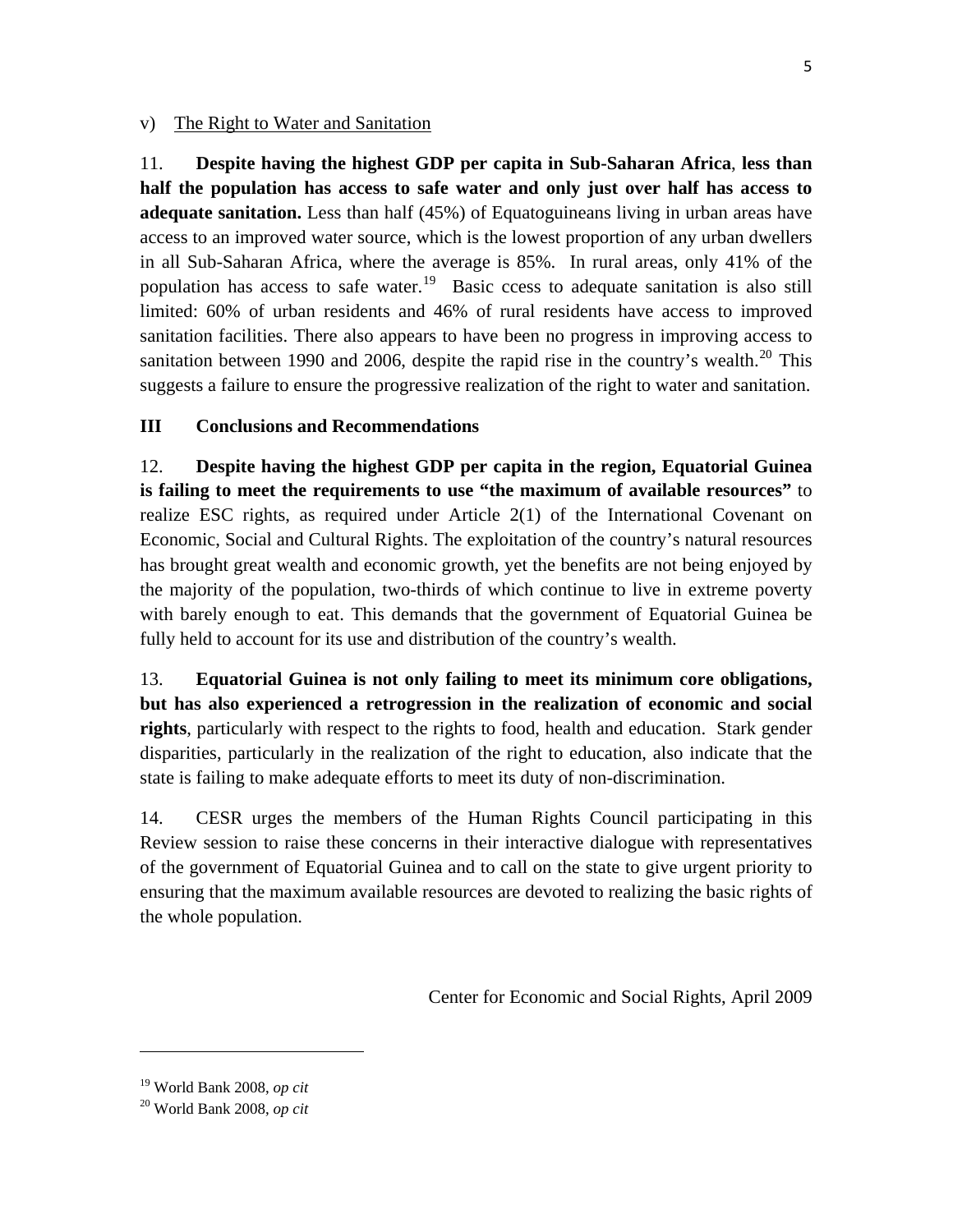v) The Right to Water and Sanitation

11. **Despite having the highest GDP per capita in Sub-Saharan Africa**, **less than half the population has access to safe water and only just over half has access to adequate sanitation.** Less than half (45%) of Equatoguineans living in urban areas have access to an improved water source, which is the lowest proportion of any urban dwellers in all Sub-Saharan Africa, where the average is 85%. In rural areas, only 41% of the population has access to safe water.[19] Basic ccess to adequate sanitation is also still limited: 60% of urban residents and 46% of rural residents have access to improved sanitation facilities. There also appears to have been no progress in improving access to sanitation between 1990 and 2006, despite the rapid rise in the country's wealth.[20] This suggests a failure to ensure the progressive realization of the right to water and sanitation.

## III Conclusions and Recommendations

12. **Despite having the highest GDP per capita in the region, Equatorial Guinea is failing to meet the requirements to use "the maximum of available resources"** to realize ESC rights, as required under Article 2(1) of the International Covenant on Economic, Social and Cultural Rights. The exploitation of the country's natural resources has brought great wealth and economic growth, yet the benefits are not being enjoyed by the majority of the population, two-thirds of which continue to live in extreme poverty with barely enough to eat. This demands that the government of Equatorial Guinea be fully held to account for its use and distribution of the country's wealth.

13. **Equatorial Guinea is not only failing to meet its minimum core obligations, but has also experienced a retrogression in the realization of economic and social rights**, particularly with respect to the rights to food, health and education. Stark gender disparities, particularly in the realization of the right to education, also indicate that the state is failing to make adequate efforts to meet its duty of non-discrimination.

14. CESR urges the members of the Human Rights Council participating in this Review session to raise these concerns in their interactive dialogue with representatives of the government of Equatorial Guinea and to call on the state to give urgent priority to ensuring that the maximum available resources are devoted to realizing the basic rights of the whole population.

Center for Economic and Social Rights, April 2009

---

[19] World Bank 2008, *op cit*

[20] World Bank 2008, *op cit*